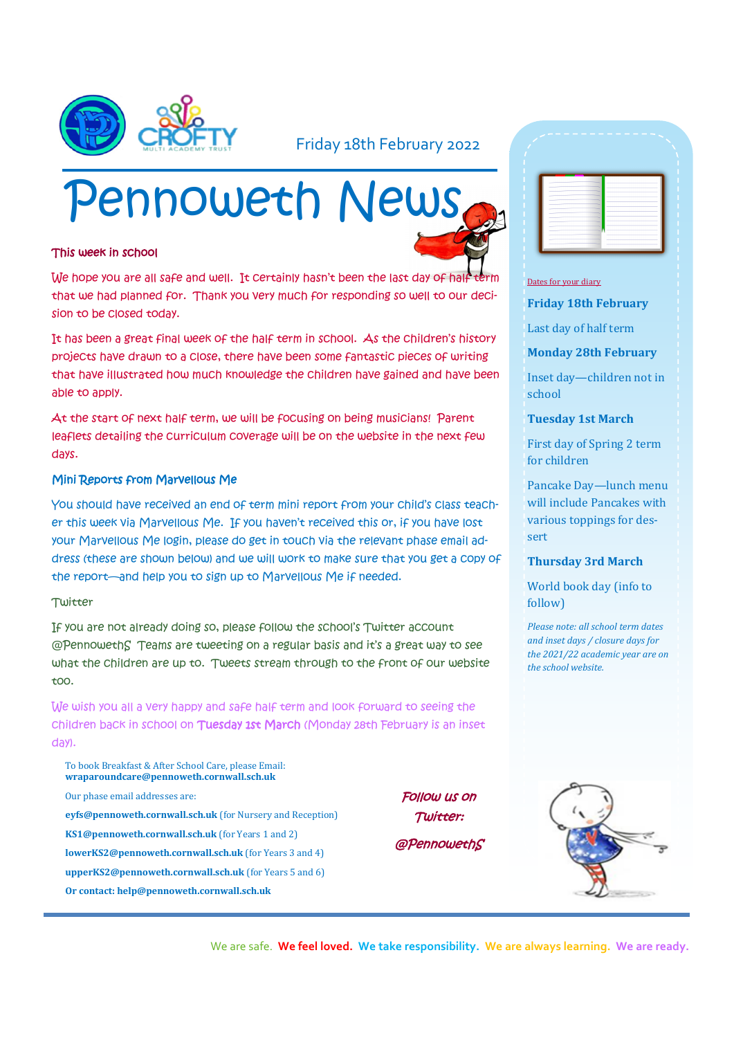Friday 18th February 2022

# Pennoweth News

## This week in school

We hope you are all safe and well. It certainly hasn't been the last day of half term that we had planned for. Thank you very much for responding so well to our decision to be closed today.

It has been a great final week of the half term in school. As the children's history projects have drawn to a close, there have been some fantastic pieces of writing that have illustrated how much knowledge the children have gained and have been able to apply.

At the start of next half term, we will be focusing on being musicians! Parent leaflets detailing the curriculum coverage will be on the website in the next few days.

## Mini Reports from Marvellous Me

You should have received an end of term mini report from your child's class teacher this week via Marvellous Me. If you haven't received this or, if you have lost your Marvellous Me login, please do get in touch via the relevant phase email address (these are shown below) and we will work to make sure that you get a copy of the report—and help you to sign up to Marvellous Me if needed.

## Twitter

If you are not already doing so, please follow the school's Twitter account @PennowethS Teams are tweeting on a regular basis and it's a great way to see what the children are up to. Tweets stream through to the front of our website too.

We wish you all a very happy and safe half term and look forward to seeing the children back in school on **Tuesday 1st March** (Monday 28th February is an inset day).

To book Breakfast & After School Care, please Email:
**wraparoundcare@pennoweth.cornwall.sch.uk**

Our phase email addresses are:

**eyfs@pennoweth.cornwall.sch.uk** (for Nursery and Reception)

**KS1@pennoweth.cornwall.sch.uk** (for Years 1 and 2)

**lowerKS2@pennoweth.cornwall.sch.uk** (for Years 3 and 4)

**upperKS2@pennoweth.cornwall.sch.uk** (for Years 5 and 6)

**Or contact: help@pennoweth.cornwall.sch.uk**

*Follow us on Twitter: @PennowethS*

## Dates for your diary

**Friday 18th February**

Last day of half term

**Monday 28th February**

Inset day—children not in school

**Tuesday 1st March**

First day of Spring 2 term for children

Pancake Day—lunch menu will include Pancakes with various toppings for dessert

**Thursday 3rd March**

World book day (info to follow)

*Please note: all school term dates and inset days / closure days for the 2021/22 academic year are on the school website.*

We are safe. **We feel loved.** **We take responsibility.** **We are always learning.** **We are ready.**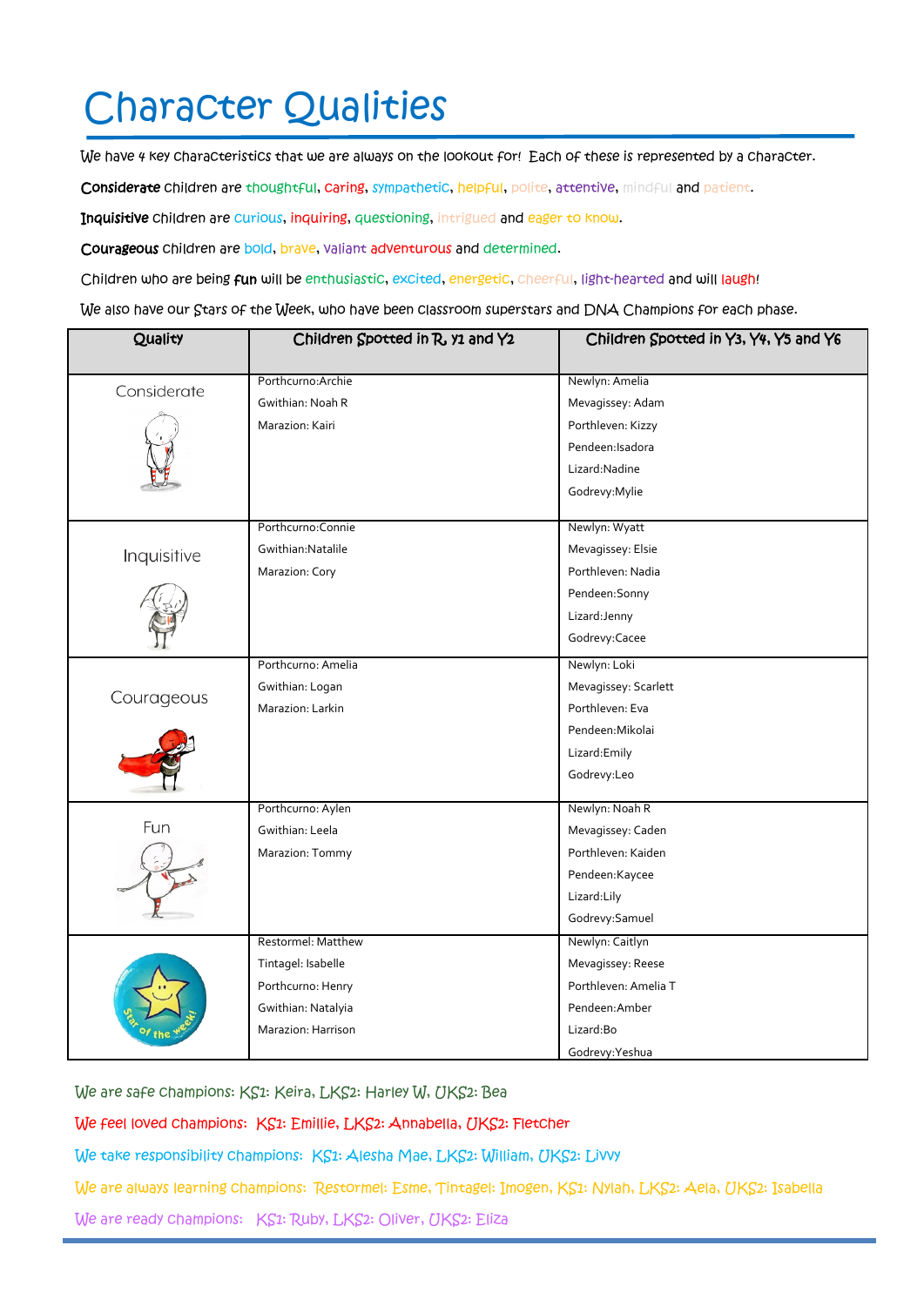# Character Qualities

We have 4 key characteristics that we are always on the lookout for! Each of these is represented by a character.

**Considerate** children are thoughtful, caring, sympathetic, helpful, polite, attentive, mindful and patient.

**Inquisitive** children are curious, inquiring, questioning, intrigued and eager to know.

**Courageous** children are bold, brave, valiant adventurous and determined.

Children who are being **fun** will be enthusiastic, excited, energetic, cheerful, light-hearted and will laugh!

We also have our Stars of the Week, who have been classroom superstars and DNA Champions for each phase.

| Quality | Children Spotted in R, Y1 and Y2 | Children Spotted in Y3, Y4, Y5 and Y6 |
|---|---|---|
| Considerate | Porthcurno:Archie<br>Gwithian: Noah R<br>Marazion: Kairi | Newlyn: Amelia<br>Mevagissey: Adam<br>Porthleven: Kizzy<br>Pendeen:Isadora<br>Lizard:Nadine<br>Godrevy:Mylie |
| Inquisitive | Porthcurno:Connie<br>Gwithian:Natalile<br>Marazion: Cory | Newlyn: Wyatt<br>Mevagissey: Elsie<br>Porthleven: Nadia<br>Pendeen:Sonny<br>Lizard:Jenny<br>Godrevy:Cacee |
| Courageous | Porthcurno: Amelia<br>Gwithian: Logan<br>Marazion: Larkin | Newlyn: Loki<br>Mevagissey: Scarlett<br>Porthleven: Eva<br>Pendeen:Mikolai<br>Lizard:Emily<br>Godrevy:Leo |
| Fun | Porthcurno: Aylen<br>Gwithian: Leela<br>Marazion: Tommy | Newlyn: Noah R<br>Mevagissey: Caden<br>Porthleven: Kaiden<br>Pendeen:Kaycee<br>Lizard:Lily<br>Godrevy:Samuel |
| Star of the week! | Restormel: Matthew<br>Tintagel: Isabelle<br>Porthcurno: Henry<br>Gwithian: Natalyia<br>Marazion: Harrison | Newlyn: Caitlyn<br>Mevagissey: Reese<br>Porthleven: Amelia T<br>Pendeen:Amber<br>Lizard:Bo<br>Godrevy:Yeshua |

We are safe champions: KS1: Keira, LKS2: Harley W, UKS2: Bea

We feel loved champions: KS1: Emillie, LKS2: Annabella, UKS2: Fletcher

We take responsibility champions: KS1: Alesha Mae, LKS2: William, UKS2: Livvy

We are always learning champions: Restormel: Esme, Tintagel: Imogen, KS1: Nylah, LKS2: Aela, UKS2: Isabella

We are ready champions: KS1: Ruby, LKS2: Oliver, UKS2: Eliza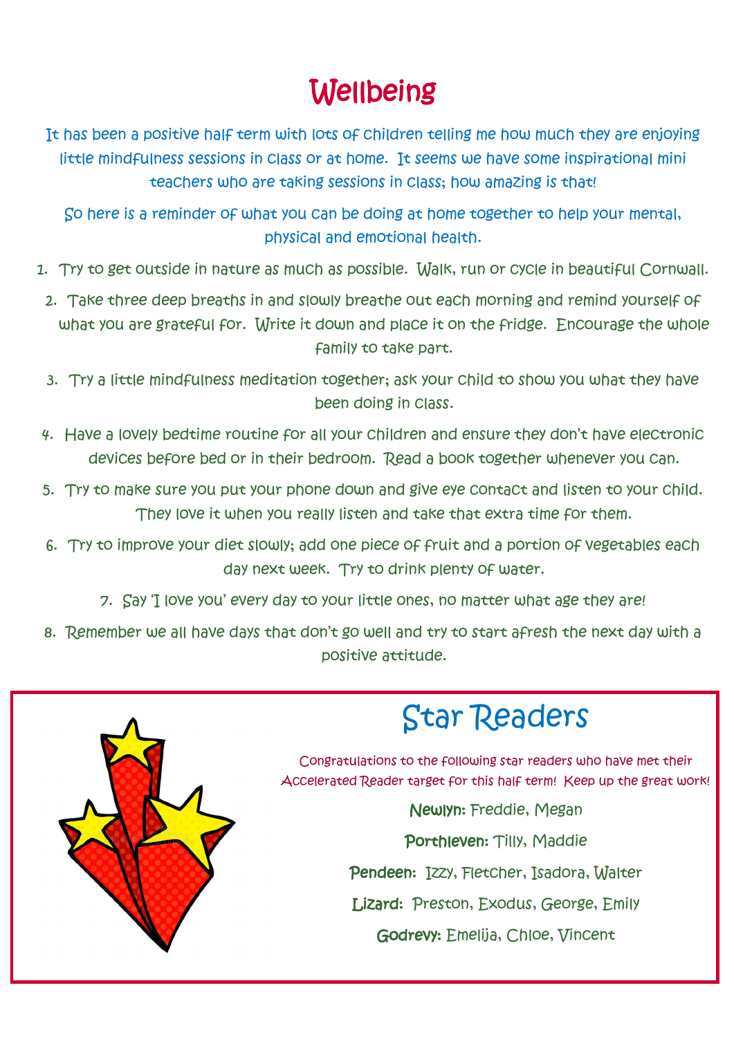# Wellbeing

It has been a positive half term with lots of children telling me how much they are enjoying little mindfulness sessions in class or at home. It seems we have some inspirational mini teachers who are taking sessions in class; how amazing is that!

So here is a reminder of what you can be doing at home together to help your mental, physical and emotional health.

1. Try to get outside in nature as much as possible. Walk, run or cycle in beautiful Cornwall.
2. Take three deep breaths in and slowly breathe out each morning and remind yourself of what you are grateful for. Write it down and place it on the fridge. Encourage the whole family to take part.
3. Try a little mindfulness meditation together; ask your child to show you what they have been doing in class.
4. Have a lovely bedtime routine for all your children and ensure they don't have electronic devices before bed or in their bedroom. Read a book together whenever you can.
5. Try to make sure you put your phone down and give eye contact and listen to your child. They love it when you really listen and take that extra time for them.
6. Try to improve your diet slowly; add one piece of fruit and a portion of vegetables each day next week. Try to drink plenty of water.
7. Say 'I love you' every day to your little ones, no matter what age they are!
8. Remember we all have days that don't go well and try to start afresh the next day with a positive attitude.

## Star Readers

Congratulations to the following star readers who have met their Accelerated Reader target for this half term! Keep up the great work!

**Newlyn:** Freddie, Megan

**Porthleven:** Tilly, Maddie

**Pendeen:** Izzy, Fletcher, Isadora, Walter

**Lizard:** Preston, Exodus, George, Emily

**Godrevy:** Emelija, Chloe, Vincent